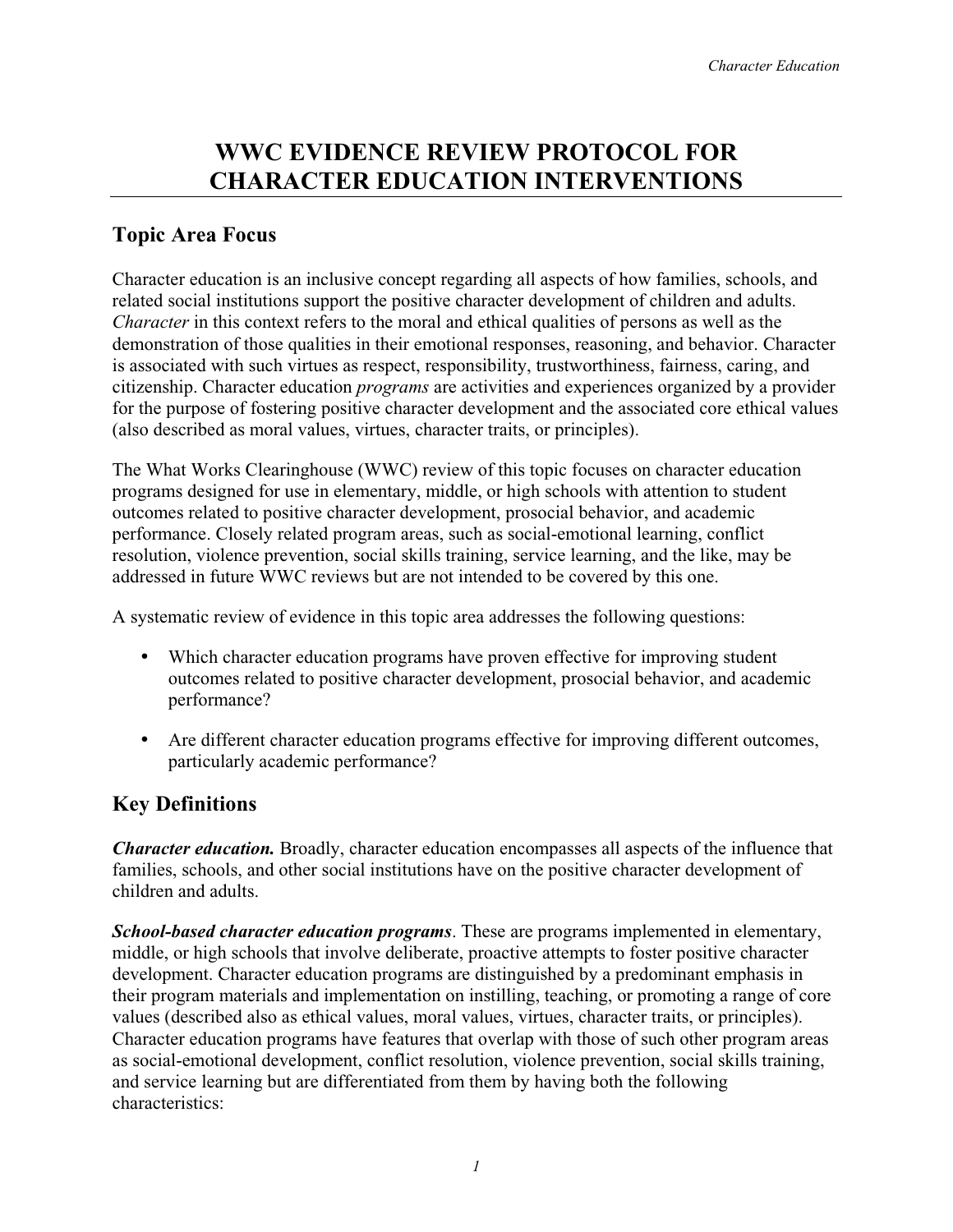# WWC EVIDENCE REVIEW PROTOCOL FOR CHARACTER EDUCATION INTERVENTIONS

## Topic Area Focus

Character education is an inclusive concept regarding all aspects of how families, schools, and related social institutions support the positive character development of children and adults. *Character* in this context refers to the moral and ethical qualities of persons as well as the demonstration of those qualities in their emotional responses, reasoning, and behavior. Character is associated with such virtues as respect, responsibility, trustworthiness, fairness, caring, and citizenship. Character education *programs* are activities and experiences organized by a provider for the purpose of fostering positive character development and the associated core ethical values (also described as moral values, virtues, character traits, or principles).

The What Works Clearinghouse (WWC) review of this topic focuses on character education programs designed for use in elementary, middle, or high schools with attention to student outcomes related to positive character development, prosocial behavior, and academic performance. Closely related program areas, such as social-emotional learning, conflict resolution, violence prevention, social skills training, service learning, and the like, may be addressed in future WWC reviews but are not intended to be covered by this one.

A systematic review of evidence in this topic area addresses the following questions:

- Which character education programs have proven effective for improving student outcomes related to positive character development, prosocial behavior, and academic performance?
- Are different character education programs effective for improving different outcomes, particularly academic performance?

## Key Definitions

***Character education.*** Broadly, character education encompasses all aspects of the influence that families, schools, and other social institutions have on the positive character development of children and adults.

***School-based character education programs***. These are programs implemented in elementary, middle, or high schools that involve deliberate, proactive attempts to foster positive character development. Character education programs are distinguished by a predominant emphasis in their program materials and implementation on instilling, teaching, or promoting a range of core values (described also as ethical values, moral values, virtues, character traits, or principles). Character education programs have features that overlap with those of such other program areas as social-emotional development, conflict resolution, violence prevention, social skills training, and service learning but are differentiated from them by having both the following characteristics: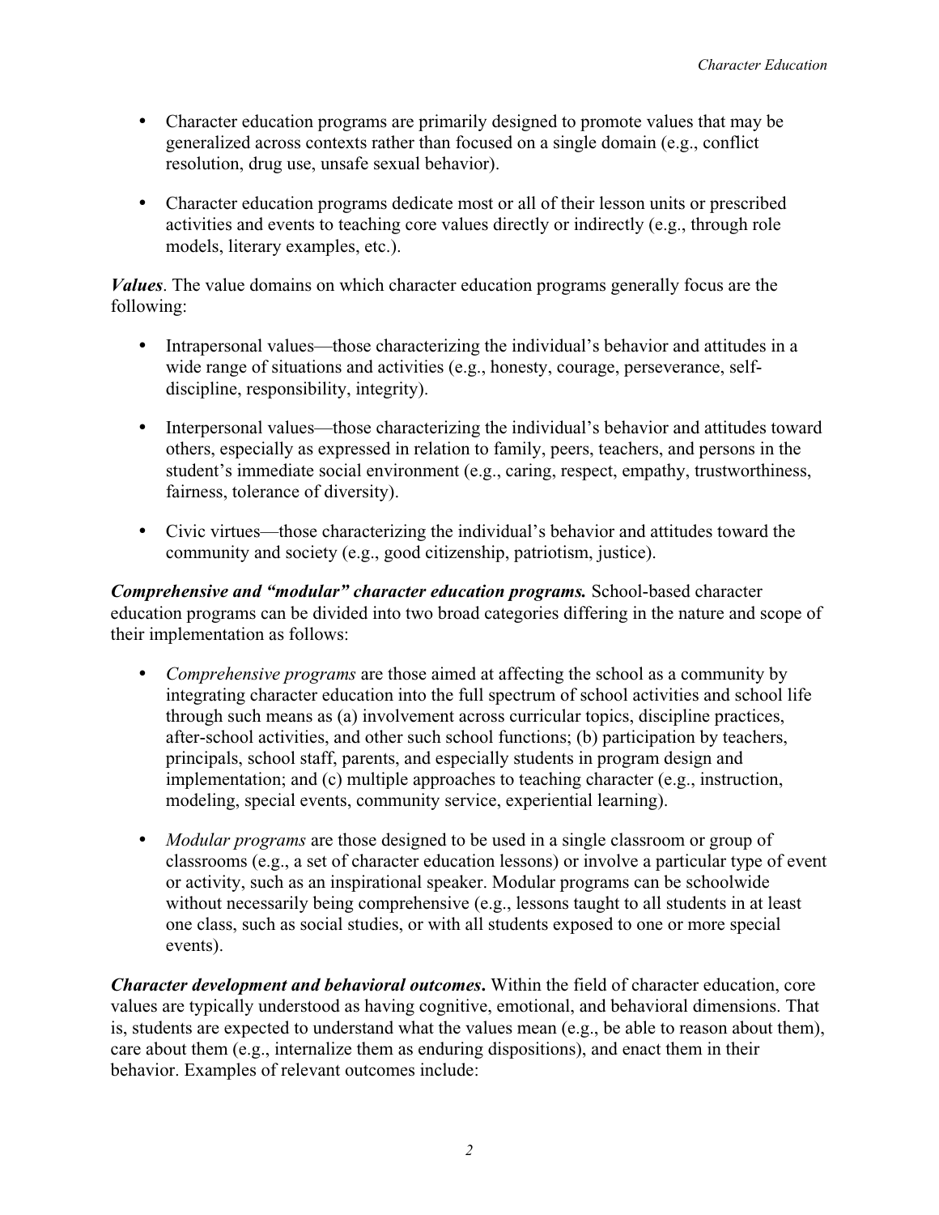- Character education programs are primarily designed to promote values that may be generalized across contexts rather than focused on a single domain (e.g., conflict resolution, drug use, unsafe sexual behavior).

- Character education programs dedicate most or all of their lesson units or prescribed activities and events to teaching core values directly or indirectly (e.g., through role models, literary examples, etc.).

***Values***. The value domains on which character education programs generally focus are the following:

- Intrapersonal values—those characterizing the individual's behavior and attitudes in a wide range of situations and activities (e.g., honesty, courage, perseverance, self-discipline, responsibility, integrity).

- Interpersonal values—those characterizing the individual's behavior and attitudes toward others, especially as expressed in relation to family, peers, teachers, and persons in the student's immediate social environment (e.g., caring, respect, empathy, trustworthiness, fairness, tolerance of diversity).

- Civic virtues—those characterizing the individual's behavior and attitudes toward the community and society (e.g., good citizenship, patriotism, justice).

***Comprehensive and "modular" character education programs.*** School-based character education programs can be divided into two broad categories differing in the nature and scope of their implementation as follows:

- *Comprehensive programs* are those aimed at affecting the school as a community by integrating character education into the full spectrum of school activities and school life through such means as (a) involvement across curricular topics, discipline practices, after-school activities, and other such school functions; (b) participation by teachers, principals, school staff, parents, and especially students in program design and implementation; and (c) multiple approaches to teaching character (e.g., instruction, modeling, special events, community service, experiential learning).

- *Modular programs* are those designed to be used in a single classroom or group of classrooms (e.g., a set of character education lessons) or involve a particular type of event or activity, such as an inspirational speaker. Modular programs can be schoolwide without necessarily being comprehensive (e.g., lessons taught to all students in at least one class, such as social studies, or with all students exposed to one or more special events).

***Character development and behavioral outcomes***. Within the field of character education, core values are typically understood as having cognitive, emotional, and behavioral dimensions. That is, students are expected to understand what the values mean (e.g., be able to reason about them), care about them (e.g., internalize them as enduring dispositions), and enact them in their behavior. Examples of relevant outcomes include: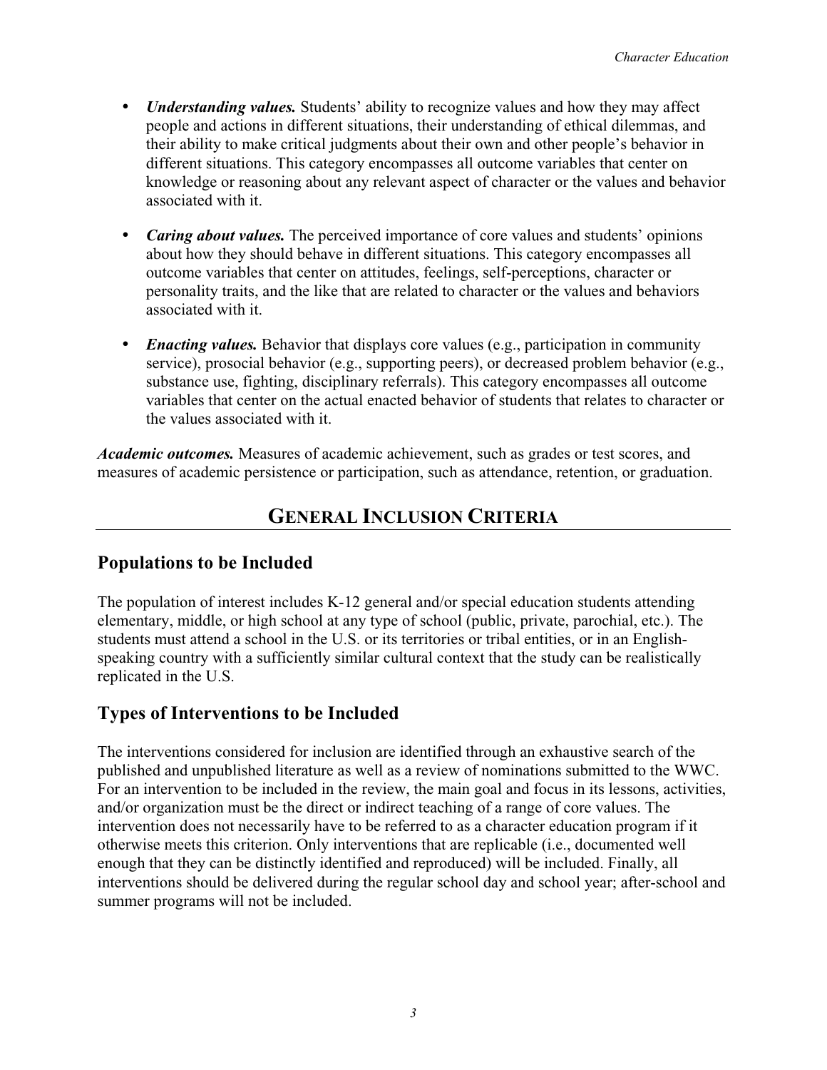- ***Understanding values.*** Students' ability to recognize values and how they may affect people and actions in different situations, their understanding of ethical dilemmas, and their ability to make critical judgments about their own and other people's behavior in different situations. This category encompasses all outcome variables that center on knowledge or reasoning about any relevant aspect of character or the values and behavior associated with it.

- ***Caring about values.*** The perceived importance of core values and students' opinions about how they should behave in different situations. This category encompasses all outcome variables that center on attitudes, feelings, self-perceptions, character or personality traits, and the like that are related to character or the values and behaviors associated with it.

- ***Enacting values.*** Behavior that displays core values (e.g., participation in community service), prosocial behavior (e.g., supporting peers), or decreased problem behavior (e.g., substance use, fighting, disciplinary referrals). This category encompasses all outcome variables that center on the actual enacted behavior of students that relates to character or the values associated with it.

***Academic outcomes.*** Measures of academic achievement, such as grades or test scores, and measures of academic persistence or participation, such as attendance, retention, or graduation.

# GENERAL INCLUSION CRITERIA

## Populations to be Included

The population of interest includes K-12 general and/or special education students attending elementary, middle, or high school at any type of school (public, private, parochial, etc.). The students must attend a school in the U.S. or its territories or tribal entities, or in an English-speaking country with a sufficiently similar cultural context that the study can be realistically replicated in the U.S.

## Types of Interventions to be Included

The interventions considered for inclusion are identified through an exhaustive search of the published and unpublished literature as well as a review of nominations submitted to the WWC. For an intervention to be included in the review, the main goal and focus in its lessons, activities, and/or organization must be the direct or indirect teaching of a range of core values. The intervention does not necessarily have to be referred to as a character education program if it otherwise meets this criterion. Only interventions that are replicable (i.e., documented well enough that they can be distinctly identified and reproduced) will be included. Finally, all interventions should be delivered during the regular school day and school year; after-school and summer programs will not be included.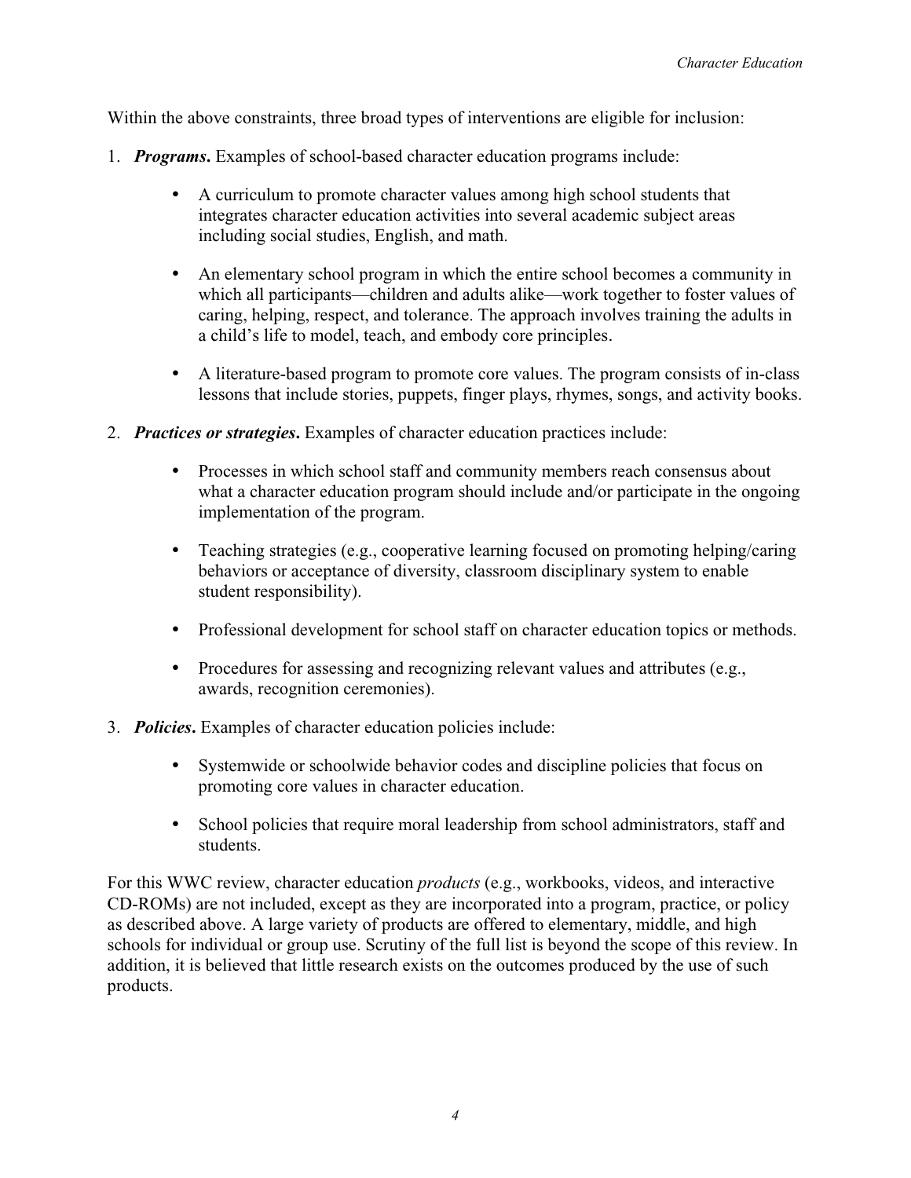Within the above constraints, three broad types of interventions are eligible for inclusion:

1. ***Programs***. Examples of school-based character education programs include:

    - A curriculum to promote character values among high school students that integrates character education activities into several academic subject areas including social studies, English, and math.

    - An elementary school program in which the entire school becomes a community in which all participants—children and adults alike—work together to foster values of caring, helping, respect, and tolerance. The approach involves training the adults in a child's life to model, teach, and embody core principles.

    - A literature-based program to promote core values. The program consists of in-class lessons that include stories, puppets, finger plays, rhymes, songs, and activity books.

2. ***Practices or strategies***. Examples of character education practices include:

    - Processes in which school staff and community members reach consensus about what a character education program should include and/or participate in the ongoing implementation of the program.

    - Teaching strategies (e.g., cooperative learning focused on promoting helping/caring behaviors or acceptance of diversity, classroom disciplinary system to enable student responsibility).

    - Professional development for school staff on character education topics or methods.

    - Procedures for assessing and recognizing relevant values and attributes (e.g., awards, recognition ceremonies).

3. ***Policies***. Examples of character education policies include:

    - Systemwide or schoolwide behavior codes and discipline policies that focus on promoting core values in character education.

    - School policies that require moral leadership from school administrators, staff and students.

For this WWC review, character education *products* (e.g., workbooks, videos, and interactive CD-ROMs) are not included, except as they are incorporated into a program, practice, or policy as described above. A large variety of products are offered to elementary, middle, and high schools for individual or group use. Scrutiny of the full list is beyond the scope of this review. In addition, it is believed that little research exists on the outcomes produced by the use of such products.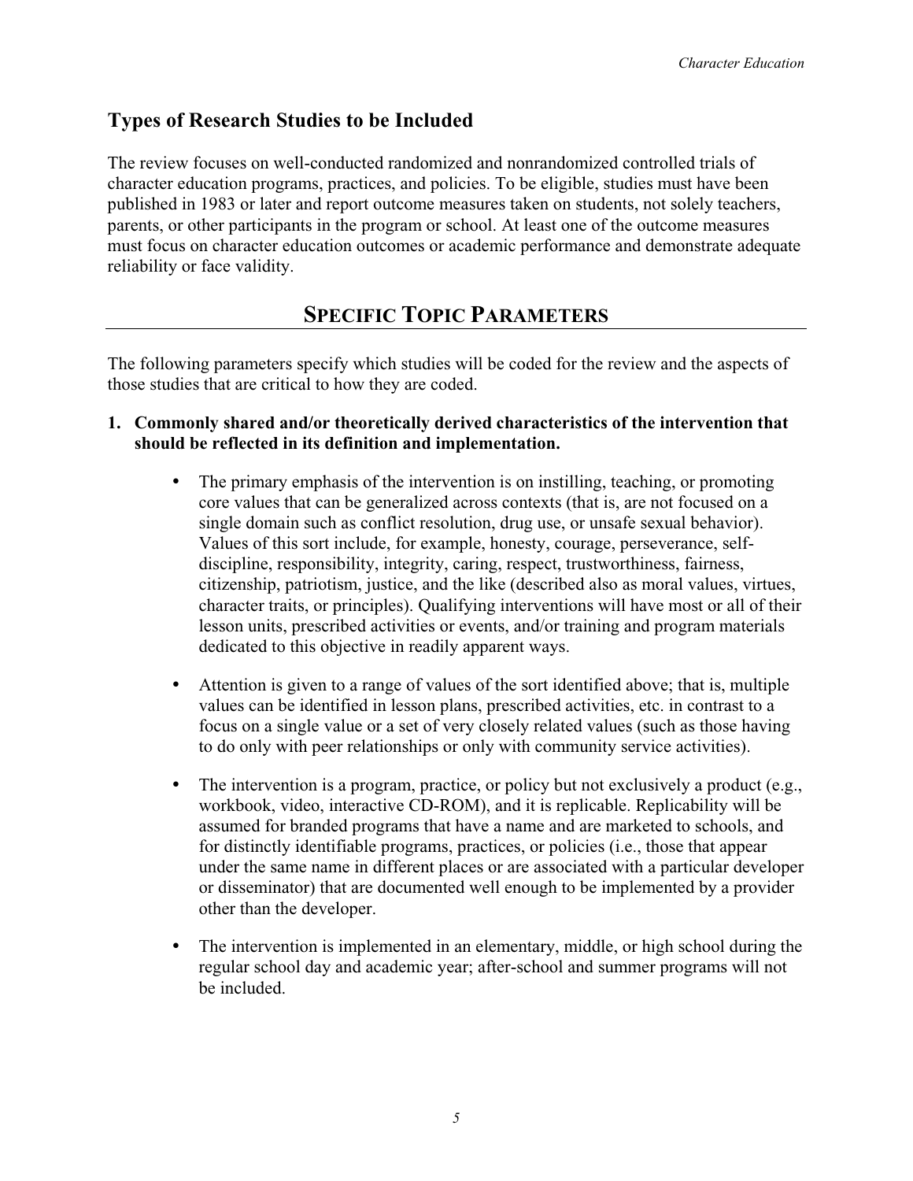## Types of Research Studies to be Included

The review focuses on well-conducted randomized and nonrandomized controlled trials of character education programs, practices, and policies. To be eligible, studies must have been published in 1983 or later and report outcome measures taken on students, not solely teachers, parents, or other participants in the program or school. At least one of the outcome measures must focus on character education outcomes or academic performance and demonstrate adequate reliability or face validity.

## SPECIFIC TOPIC PARAMETERS

The following parameters specify which studies will be coded for the review and the aspects of those studies that are critical to how they are coded.

**1. Commonly shared and/or theoretically derived characteristics of the intervention that should be reflected in its definition and implementation.**

- The primary emphasis of the intervention is on instilling, teaching, or promoting core values that can be generalized across contexts (that is, are not focused on a single domain such as conflict resolution, drug use, or unsafe sexual behavior). Values of this sort include, for example, honesty, courage, perseverance, self-discipline, responsibility, integrity, caring, respect, trustworthiness, fairness, citizenship, patriotism, justice, and the like (described also as moral values, virtues, character traits, or principles). Qualifying interventions will have most or all of their lesson units, prescribed activities or events, and/or training and program materials dedicated to this objective in readily apparent ways.

- Attention is given to a range of values of the sort identified above; that is, multiple values can be identified in lesson plans, prescribed activities, etc. in contrast to a focus on a single value or a set of very closely related values (such as those having to do only with peer relationships or only with community service activities).

- The intervention is a program, practice, or policy but not exclusively a product (e.g., workbook, video, interactive CD-ROM), and it is replicable. Replicability will be assumed for branded programs that have a name and are marketed to schools, and for distinctly identifiable programs, practices, or policies (i.e., those that appear under the same name in different places or are associated with a particular developer or disseminator) that are documented well enough to be implemented by a provider other than the developer.

- The intervention is implemented in an elementary, middle, or high school during the regular school day and academic year; after-school and summer programs will not be included.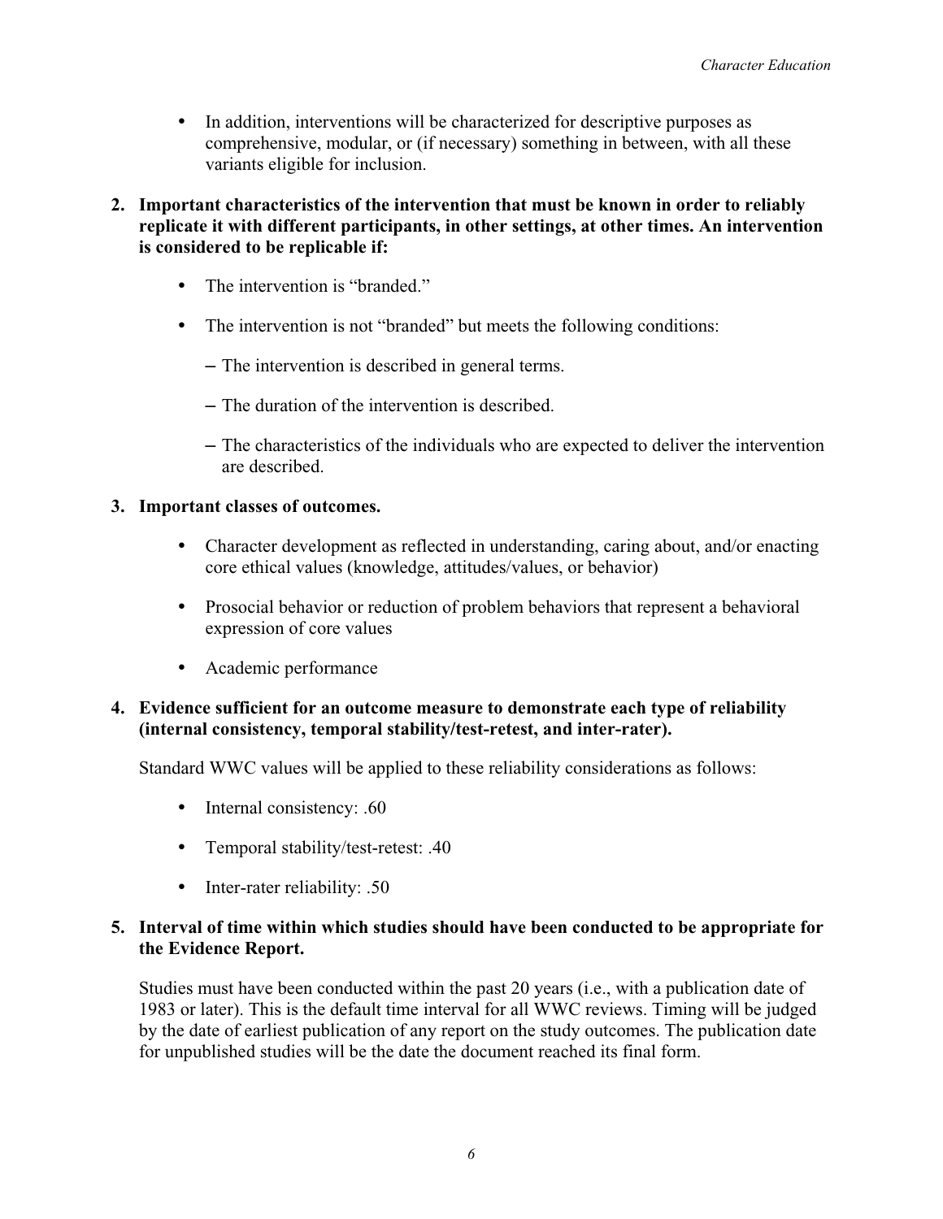- In addition, interventions will be characterized for descriptive purposes as comprehensive, modular, or (if necessary) something in between, with all these variants eligible for inclusion.

2. **Important characteristics of the intervention that must be known in order to reliably replicate it with different participants, in other settings, at other times. An intervention is considered to be replicable if:**

   - The intervention is "branded."
   - The intervention is not "branded" but meets the following conditions:
     - The intervention is described in general terms.
     - The duration of the intervention is described.
     - The characteristics of the individuals who are expected to deliver the intervention are described.

3. **Important classes of outcomes.**

   - Character development as reflected in understanding, caring about, and/or enacting core ethical values (knowledge, attitudes/values, or behavior)
   - Prosocial behavior or reduction of problem behaviors that represent a behavioral expression of core values
   - Academic performance

4. **Evidence sufficient for an outcome measure to demonstrate each type of reliability (internal consistency, temporal stability/test-retest, and inter-rater).**

   Standard WWC values will be applied to these reliability considerations as follows:

   - Internal consistency: .60
   - Temporal stability/test-retest: .40
   - Inter-rater reliability: .50

5. **Interval of time within which studies should have been conducted to be appropriate for the Evidence Report.**

   Studies must have been conducted within the past 20 years (i.e., with a publication date of 1983 or later). This is the default time interval for all WWC reviews. Timing will be judged by the date of earliest publication of any report on the study outcomes. The publication date for unpublished studies will be the date the document reached its final form.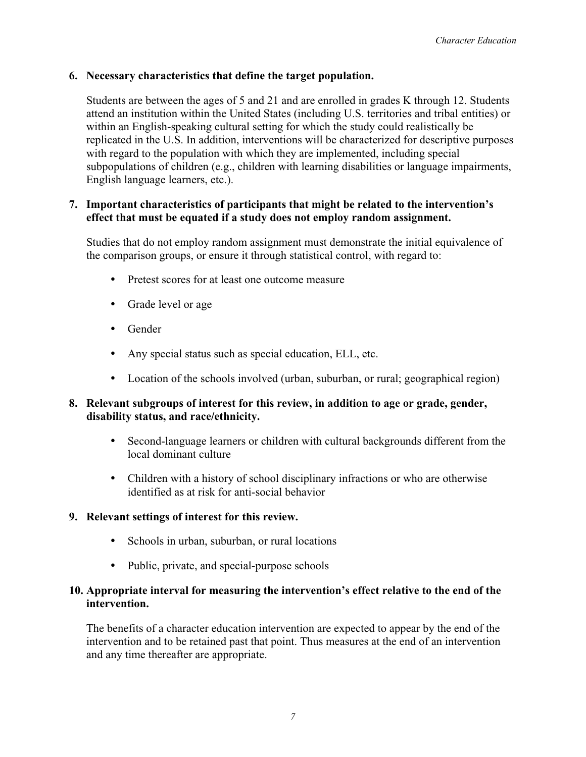**6. Necessary characteristics that define the target population.**

Students are between the ages of 5 and 21 and are enrolled in grades K through 12. Students attend an institution within the United States (including U.S. territories and tribal entities) or within an English-speaking cultural setting for which the study could realistically be replicated in the U.S. In addition, interventions will be characterized for descriptive purposes with regard to the population with which they are implemented, including special subpopulations of children (e.g., children with learning disabilities or language impairments, English language learners, etc.).

**7. Important characteristics of participants that might be related to the intervention's effect that must be equated if a study does not employ random assignment.**

Studies that do not employ random assignment must demonstrate the initial equivalence of the comparison groups, or ensure it through statistical control, with regard to:

- Pretest scores for at least one outcome measure
- Grade level or age
- Gender
- Any special status such as special education, ELL, etc.
- Location of the schools involved (urban, suburban, or rural; geographical region)

**8. Relevant subgroups of interest for this review, in addition to age or grade, gender, disability status, and race/ethnicity.**

- Second-language learners or children with cultural backgrounds different from the local dominant culture
- Children with a history of school disciplinary infractions or who are otherwise identified as at risk for anti-social behavior

**9. Relevant settings of interest for this review.**

- Schools in urban, suburban, or rural locations
- Public, private, and special-purpose schools

**10. Appropriate interval for measuring the intervention's effect relative to the end of the intervention.**

The benefits of a character education intervention are expected to appear by the end of the intervention and to be retained past that point. Thus measures at the end of an intervention and any time thereafter are appropriate.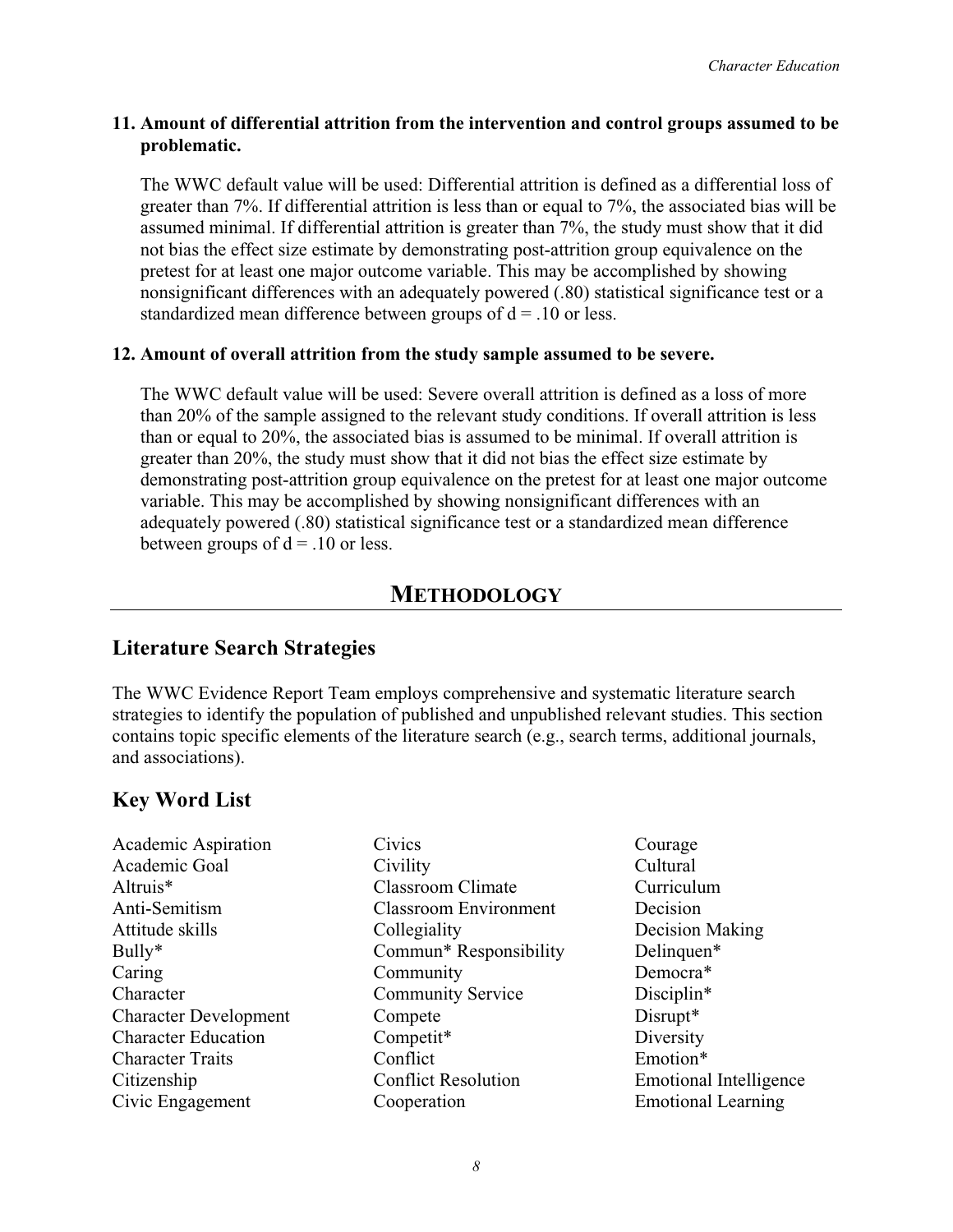**11. Amount of differential attrition from the intervention and control groups assumed to be problematic.**

The WWC default value will be used: Differential attrition is defined as a differential loss of greater than 7%. If differential attrition is less than or equal to 7%, the associated bias will be assumed minimal. If differential attrition is greater than 7%, the study must show that it did not bias the effect size estimate by demonstrating post-attrition group equivalence on the pretest for at least one major outcome variable. This may be accomplished by showing nonsignificant differences with an adequately powered (.80) statistical significance test or a standardized mean difference between groups of $d = .10$ or less.

**12. Amount of overall attrition from the study sample assumed to be severe.**

The WWC default value will be used: Severe overall attrition is defined as a loss of more than 20% of the sample assigned to the relevant study conditions. If overall attrition is less than or equal to 20%, the associated bias is assumed to be minimal. If overall attrition is greater than 20%, the study must show that it did not bias the effect size estimate by demonstrating post-attrition group equivalence on the pretest for at least one major outcome variable. This may be accomplished by showing nonsignificant differences with an adequately powered (.80) statistical significance test or a standardized mean difference between groups of $d = .10$ or less.

# METHODOLOGY

## Literature Search Strategies

The WWC Evidence Report Team employs comprehensive and systematic literature search strategies to identify the population of published and unpublished relevant studies. This section contains topic specific elements of the literature search (e.g., search terms, additional journals, and associations).

## Key Word List

Academic Aspiration
Academic Goal
Altruis*
Anti-Semitism
Attitude skills
Bully*
Caring
Character
Character Development
Character Education
Character Traits
Citizenship
Civic Engagement
Civics
Civility
Classroom Climate
Classroom Environment
Collegiality
Commun* Responsibility
Community
Community Service
Compete
Competit*
Conflict
Conflict Resolution
Cooperation
Courage
Cultural
Curriculum
Decision
Decision Making
Delinquen*
Democra*
Disciplin*
Disrupt*
Diversity
Emotion*
Emotional Intelligence
Emotional Learning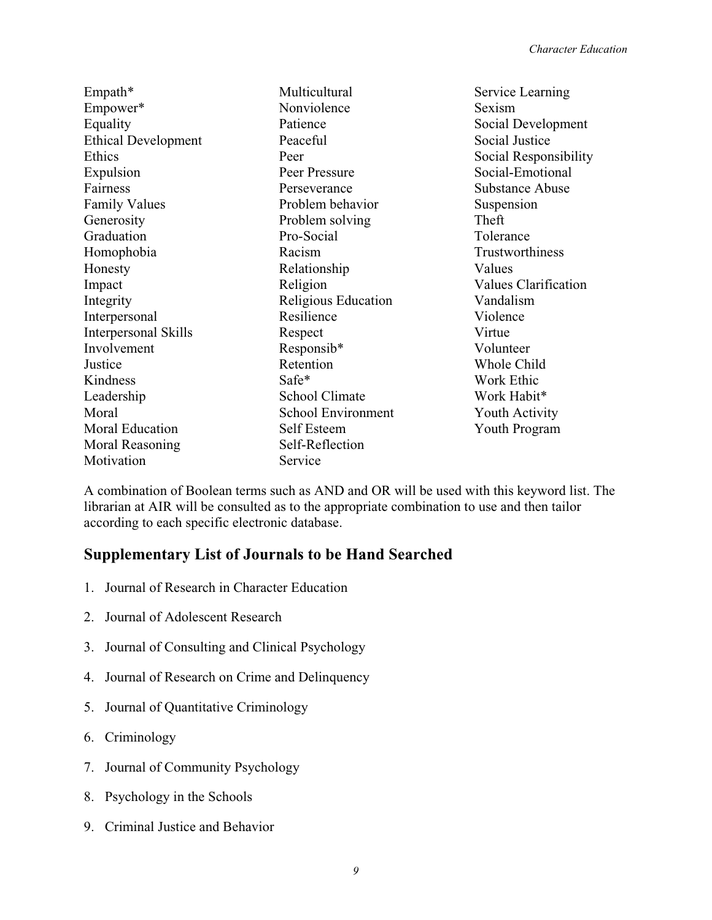Empath*
Empower*
Equality
Ethical Development
Ethics
Expulsion
Fairness
Family Values
Generosity
Graduation
Homophobia
Honesty
Impact
Integrity
Interpersonal
Interpersonal Skills
Involvement
Justice
Kindness
Leadership
Moral
Moral Education
Moral Reasoning
Motivation
Multicultural
Nonviolence
Patience
Peaceful
Peer
Peer Pressure
Perseverance
Problem behavior
Problem solving
Pro-Social
Racism
Relationship
Religion
Religious Education
Resilience
Respect
Responsib*
Retention
Safe*
School Climate
School Environment
Self Esteem
Self-Reflection
Service
Service Learning
Sexism
Social Development
Social Justice
Social Responsibility
Social-Emotional
Substance Abuse
Suspension
Theft
Tolerance
Trustworthiness
Values
Values Clarification
Vandalism
Violence
Virtue
Volunteer
Whole Child
Work Ethic
Work Habit*
Youth Activity
Youth Program

A combination of Boolean terms such as AND and OR will be used with this keyword list. The librarian at AIR will be consulted as to the appropriate combination to use and then tailor according to each specific electronic database.

## Supplementary List of Journals to be Hand Searched

1. Journal of Research in Character Education
2. Journal of Adolescent Research
3. Journal of Consulting and Clinical Psychology
4. Journal of Research on Crime and Delinquency
5. Journal of Quantitative Criminology
6. Criminology
7. Journal of Community Psychology
8. Psychology in the Schools
9. Criminal Justice and Behavior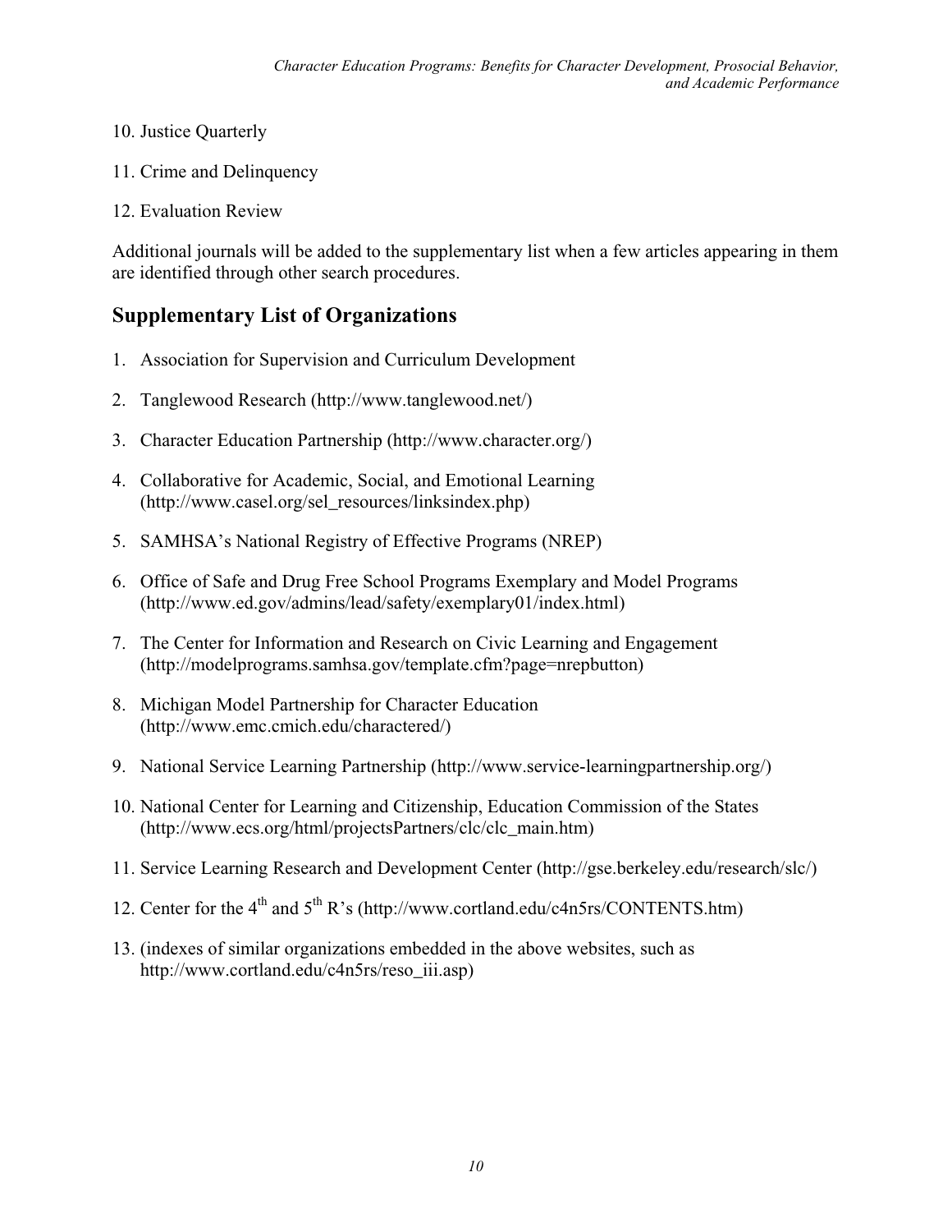10. Justice Quarterly
11. Crime and Delinquency
12. Evaluation Review

Additional journals will be added to the supplementary list when a few articles appearing in them are identified through other search procedures.

## Supplementary List of Organizations

1. Association for Supervision and Curriculum Development
2. Tanglewood Research (http://www.tanglewood.net/)
3. Character Education Partnership (http://www.character.org/)
4. Collaborative for Academic, Social, and Emotional Learning (http://www.casel.org/sel_resources/linksindex.php)
5. SAMHSA's National Registry of Effective Programs (NREP)
6. Office of Safe and Drug Free School Programs Exemplary and Model Programs (http://www.ed.gov/admins/lead/safety/exemplary01/index.html)
7. The Center for Information and Research on Civic Learning and Engagement (http://modelprograms.samhsa.gov/template.cfm?page=nrepbutton)
8. Michigan Model Partnership for Character Education (http://www.emc.cmich.edu/charactered/)
9. National Service Learning Partnership (http://www.service-learningpartnership.org/)
10. National Center for Learning and Citizenship, Education Commission of the States (http://www.ecs.org/html/projectsPartners/clc/clc_main.htm)
11. Service Learning Research and Development Center (http://gse.berkeley.edu/research/slc/)
12. Center for the 4th and 5th R's (http://www.cortland.edu/c4n5rs/CONTENTS.htm)
13. (indexes of similar organizations embedded in the above websites, such as http://www.cortland.edu/c4n5rs/reso_iii.asp)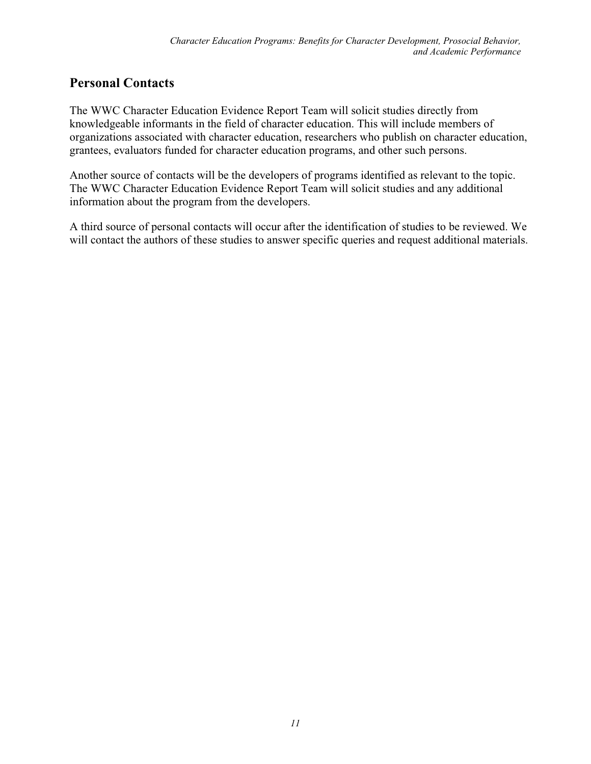## Personal Contacts

The WWC Character Education Evidence Report Team will solicit studies directly from knowledgeable informants in the field of character education. This will include members of organizations associated with character education, researchers who publish on character education, grantees, evaluators funded for character education programs, and other such persons.

Another source of contacts will be the developers of programs identified as relevant to the topic. The WWC Character Education Evidence Report Team will solicit studies and any additional information about the program from the developers.

A third source of personal contacts will occur after the identification of studies to be reviewed. We will contact the authors of these studies to answer specific queries and request additional materials.